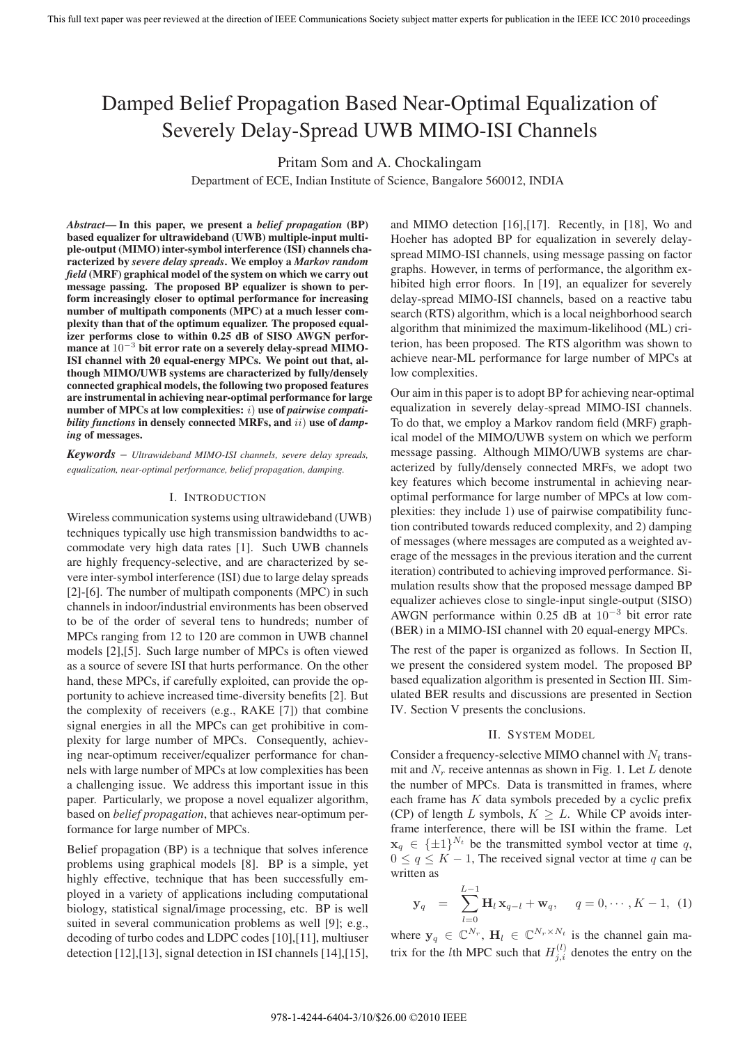# Damped Belief Propagation Based Near-Optimal Equalization of Severely Delay-Spread UWB MIMO-ISI Channels

Pritam Som and A. Chockalingam

Department of ECE, Indian Institute of Science, Bangalore 560012, INDIA

***Abstract*— In this paper, we present a *belief propagation* (BP) based equalizer for ultrawideband (UWB) multiple-input multiple-output (MIMO) inter-symbol interference (ISI) channels characterized by *severe delay spreads*. We employ a *Markov random field* (MRF) graphical model of the system on which we carry out message passing. The proposed BP equalizer is shown to perform increasingly closer to optimal performance for increasing number of multipath components (MPC) at a much lesser complexity than that of the optimum equalizer. The proposed equalizer performs close to within 0.25 dB of SISO AWGN performance at $10^{-3}$ bit error rate on a severely delay-spread MIMO-ISI channel with 20 equal-energy MPCs. We point out that, although MIMO/UWB systems are characterized by fully/densely connected graphical models, the following two proposed features are instrumental in achieving near-optimal performance for large number of MPCs at low complexities: $i)$ use of *pairwise compatibility functions* in densely connected MRFs, and $ii)$ use of *damping* of messages.**

***Keywords*** – *Ultrawideband MIMO-ISI channels, severe delay spreads, equalization, near-optimal performance, belief propagation, damping.*

## I. Introduction

Wireless communication systems using ultrawideband (UWB) techniques typically use high transmission bandwidths to accommodate very high data rates [1]. Such UWB channels are highly frequency-selective, and are characterized by severe inter-symbol interference (ISI) due to large delay spreads [2]-[6]. The number of multipath components (MPC) in such channels in indoor/industrial environments has been observed to be of the order of several tens to hundreds; number of MPCs ranging from 12 to 120 are common in UWB channel models [2],[5]. Such large number of MPCs is often viewed as a source of severe ISI that hurts performance. On the other hand, these MPCs, if carefully exploited, can provide the opportunity to achieve increased time-diversity benefits [2]. But the complexity of receivers (e.g., RAKE [7]) that combine signal energies in all the MPCs can get prohibitive in complexity for large number of MPCs. Consequently, achieving near-optimum receiver/equalizer performance for channels with large number of MPCs at low complexities has been a challenging issue. We address this important issue in this paper. Particularly, we propose a novel equalizer algorithm, based on *belief propagation*, that achieves near-optimum performance for large number of MPCs.

Belief propagation (BP) is a technique that solves inference problems using graphical models [8]. BP is a simple, yet highly effective, technique that has been successfully employed in a variety of applications including computational biology, statistical signal/image processing, etc. BP is well suited in several communication problems as well [9]; e.g., decoding of turbo codes and LDPC codes [10],[11], multiuser detection [12],[13], signal detection in ISI channels [14],[15], and MIMO detection [16],[17]. Recently, in [18], Wo and Hoeher has adopted BP for equalization in severely delay-spread MIMO-ISI channels, using message passing on factor graphs. However, in terms of performance, the algorithm exhibited high error floors. In [19], an equalizer for severely delay-spread MIMO-ISI channels, based on a reactive tabu search (RTS) algorithm, which is a local neighborhood search algorithm that minimized the maximum-likelihood (ML) criterion, has been proposed. The RTS algorithm was shown to achieve near-ML performance for large number of MPCs at low complexities.

Our aim in this paper is to adopt BP for achieving near-optimal equalization in severely delay-spread MIMO-ISI channels. To do that, we employ a Markov random field (MRF) graphical model of the MIMO/UWB system on which we perform message passing. Although MIMO/UWB systems are characterized by fully/densely connected MRFs, we adopt two key features which become instrumental in achieving near-optimal performance for large number of MPCs at low complexities: they include 1) use of pairwise compatibility function contributed towards reduced complexity, and 2) damping of messages (where messages are computed as a weighted average of the messages in the previous iteration and the current iteration) contributed to achieving improved performance. Simulation results show that the proposed message damped BP equalizer achieves close to single-input single-output (SISO) AWGN performance within 0.25 dB at $10^{-3}$ bit error rate (BER) in a MIMO-ISI channel with 20 equal-energy MPCs.

The rest of the paper is organized as follows. In Section II, we present the considered system model. The proposed BP based equalization algorithm is presented in Section III. Simulated BER results and discussions are presented in Section IV. Section V presents the conclusions.

## II. System Model

Consider a frequency-selective MIMO channel with $N_t$ transmit and $N_r$ receive antennas as shown in Fig. 1. Let $L$ denote the number of MPCs. Data is transmitted in frames, where each frame has $K$ data symbols preceded by a cyclic prefix (CP) of length $L$ symbols, $K \geq L$. While CP avoids inter-frame interference, there will be ISI within the frame. Let $\mathbf{x}_q \in \{\pm 1\}^{N_t}$ be the transmitted symbol vector at time $q$, $0 \leq q \leq K-1$, The received signal vector at time $q$ can be written as

$$\mathbf{y}_q \;\; = \;\; \sum_{l=0}^{L-1} \mathbf{H}_l \, \mathbf{x}_{q-l} + \mathbf{w}_q, \qquad q = 0, \cdots, K-1, \quad (1)$$

where $\mathbf{y}_q \in \mathbb{C}^{N_r}$, $\mathbf{H}_l \in \mathbb{C}^{N_r \times N_t}$ is the channel gain matrix for the $l$th MPC such that $H_{j,i}^{(l)}$ denotes the entry on the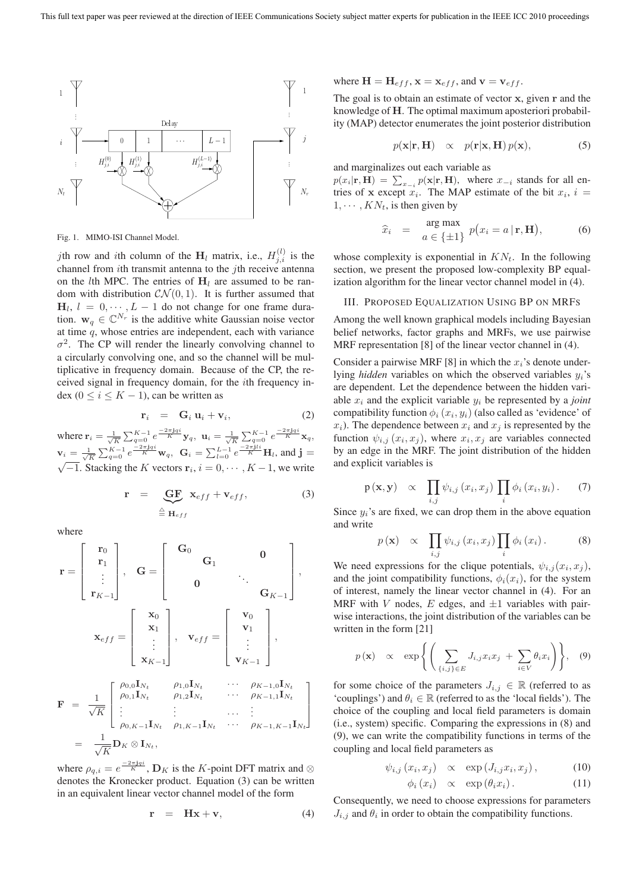Fig. 1. MIMO-ISI Channel Model.

$j$th row and $i$th column of the $\mathbf{H}_l$ matrix, i.e., $H_{j,i}^{(l)}$ is the channel from $i$th transmit antenna to the $j$th receive antenna on the $l$th MPC. The entries of $\mathbf{H}_l$ are assumed to be random with distribution $\mathcal{CN}(0,1)$. It is further assumed that $\mathbf{H}_l,\ l=0,\cdots,L-1$ do not change for one frame duration. $\mathbf{w}_q \in \mathbb{C}^{N_r}$ is the additive white Gaussian noise vector at time $q$, whose entries are independent, each with variance $\sigma^2$. The CP will render the linearly convolving channel to a circularly convolving one, and so the channel will be multiplicative in frequency domain. Because of the CP, the received signal in frequency domain, for the $i$th frequency index ($0 \leq i \leq K-1$), can be written as

$$\mathbf{r}_i \quad = \quad \mathbf{G}_i\,\mathbf{u}_i + \mathbf{v}_i, \tag{2}$$

where $\mathbf{r}_i = \frac{1}{\sqrt{K}}\sum_{q=0}^{K-1} e^{\frac{-2\pi \mathbf{j} qi}{K}}\mathbf{y}_q$, $\mathbf{u}_i = \frac{1}{\sqrt{K}}\sum_{q=0}^{K-1} e^{\frac{-2\pi \mathbf{j} qi}{K}}\mathbf{x}_q$, $\mathbf{v}_i = \frac{1}{\sqrt{K}}\sum_{q=0}^{K-1} e^{\frac{-2\pi \mathbf{j} qi}{K}}\mathbf{w}_q$, $\mathbf{G}_i = \sum_{l=0}^{L-1} e^{\frac{-2\pi \mathbf{j} li}{K}}\mathbf{H}_l$, and $\mathbf{j} = \sqrt{-1}$. Stacking the $K$ vectors $\mathbf{r}_i,\ i=0,\cdots,K-1$, we write

$$\mathbf{r} \quad = \quad \underbrace{\mathbf{GF}}_{\triangleq\, \mathbf{H}_{eff}}\ \mathbf{x}_{eff} + \mathbf{v}_{eff}, \tag{3}$$

where

$$\mathbf{r} = \begin{bmatrix} \mathbf{r}_0 \\ \mathbf{r}_1 \\ \vdots \\ \mathbf{r}_{K-1} \end{bmatrix}, \quad \mathbf{G} = \begin{bmatrix} \mathbf{G}_0 & & & \mathbf{0} \\ & \mathbf{G}_1 & & \\ & \mathbf{0} & \ddots & \\ & & & \mathbf{G}_{K-1} \end{bmatrix},$$

$$\mathbf{x}_{eff} = \begin{bmatrix} \mathbf{x}_0 \\ \mathbf{x}_1 \\ \vdots \\ \mathbf{x}_{K-1} \end{bmatrix}, \quad \mathbf{v}_{eff} = \begin{bmatrix} \mathbf{v}_0 \\ \mathbf{v}_1 \\ \vdots \\ \mathbf{v}_{K-1} \end{bmatrix},$$

$$\begin{aligned}\mathbf{F} \ &= \ \frac{1}{\sqrt{K}} \begin{bmatrix} \rho_{0,0}\mathbf{I}_{N_t} & \rho_{1,0}\mathbf{I}_{N_t} & \cdots & \rho_{K-1,0}\mathbf{I}_{N_t} \\ \rho_{0,1}\mathbf{I}_{N_t} & \rho_{1,2}\mathbf{I}_{N_t} & \cdots & \rho_{K-1,1}\mathbf{I}_{N_t} \\ \vdots & \vdots & \cdots & \vdots \\ \rho_{0,K-1}\mathbf{I}_{N_t} & \rho_{1,K-1}\mathbf{I}_{N_t} & \cdots & \rho_{K-1,K-1}\mathbf{I}_{N_t} \end{bmatrix} \\ &= \ \frac{1}{\sqrt{K}}\mathbf{D}_K \otimes \mathbf{I}_{N_t},\end{aligned}$$

where $\rho_{q,i} = e^{\frac{-2\pi \mathbf{j} qi}{K}}$, $\mathbf{D}_K$ is the $K$-point DFT matrix and $\otimes$ denotes the Kronecker product. Equation (3) can be written in an equivalent linear vector channel model of the form

$$\mathbf{r} \quad = \quad \mathbf{H}\mathbf{x} + \mathbf{v}, \tag{4}$$

where $\mathbf{H} = \mathbf{H}_{eff}$, $\mathbf{x} = \mathbf{x}_{eff}$, and $\mathbf{v} = \mathbf{v}_{eff}$.

The goal is to obtain an estimate of vector $\mathbf{x}$, given $\mathbf{r}$ and the knowledge of $\mathbf{H}$. The optimal maximum aposteriori probability (MAP) detector enumerates the joint posterior distribution

$$p(\mathbf{x}|\mathbf{r},\mathbf{H}) \quad \propto \quad p(\mathbf{r}|\mathbf{x},\mathbf{H})\,p(\mathbf{x}), \tag{5}$$

and marginalizes out each variable as $p(x_i|\mathbf{r},\mathbf{H}) = \sum_{x_{-i}} p(\mathbf{x}|\mathbf{r},\mathbf{H})$, where $x_{-i}$ stands for all entries of $\mathbf{x}$ except $x_i$. The MAP estimate of the bit $x_i$, $i = 1,\cdots,KN_t$, is then given by

$$\widehat{x}_i \quad = \quad \underset{a\,\in\,\{\pm 1\}}{\arg\max}\ p\big(x_i = a\,|\,\mathbf{r},\mathbf{H}\big), \tag{6}$$

whose complexity is exponential in $KN_t$. In the following section, we present the proposed low-complexity BP equalization algorithm for the linear vector channel model in (4).

## III. Proposed Equalization Using BP on MRFs

Among the well known graphical models including Bayesian belief networks, factor graphs and MRFs, we use pairwise MRF representation [8] of the linear vector channel in (4).

Consider a pairwise MRF [8] in which the $x_i$'s denote underlying *hidden* variables on which the observed variables $y_i$'s are dependent. Let the dependence between the hidden variable $x_i$ and the explicit variable $y_i$ be represented by a *joint* compatibility function $\phi_i(x_i, y_i)$ (also called as 'evidence' of $x_i$). The dependence between $x_i$ and $x_j$ is represented by the function $\psi_{i,j}(x_i, x_j)$, where $x_i, x_j$ are variables connected by an edge in the MRF. The joint distribution of the hidden and explicit variables is

$$\mathrm{p}(\mathbf{x},\mathbf{y}) \quad \propto \quad \prod_{i,j}\psi_{i,j}(x_i,x_j)\prod_i \phi_i(x_i,y_i). \tag{7}$$

Since $y_i$'s are fixed, we can drop them in the above equation and write

$$p(\mathbf{x}) \quad \propto \quad \prod_{i,j}\psi_{i,j}(x_i,x_j)\prod_i \phi_i(x_i). \tag{8}$$

We need expressions for the clique potentials, $\psi_{i,j}(x_i,x_j)$, and the joint compatibility functions, $\phi_i(x_i)$, for the system of interest, namely the linear vector channel in (4). For an MRF with $V$ nodes, $E$ edges, and $\pm 1$ variables with pairwise interactions, the joint distribution of the variables can be written in the form [21]

$$p(\mathbf{x}) \quad \propto \quad \exp\Bigg\{\Bigg(\sum_{\{i,j\}\in E} J_{i,j}x_ix_j \ + \ \sum_{i\in V}\theta_i x_i\Bigg)\Bigg\}, \tag{9}$$

for some choice of the parameters $J_{i,j} \in \mathbb{R}$ (referred to as 'couplings') and $\theta_i \in \mathbb{R}$ (referred to as the 'local fields'). The choice of the coupling and local field parameters is domain (i.e., system) specific. Comparing the expressions in (8) and (9), we can write the compatibility functions in terms of the coupling and local field parameters as

$$\psi_{i,j}(x_i,x_j) \quad \propto \quad \exp\left(J_{i,j}x_i,x_j\right), \tag{10}$$

$$\phi_i(x_i) \quad \propto \quad \exp\left(\theta_i x_i\right). \tag{11}$$

Consequently, we need to choose expressions for parameters $J_{i,j}$ and $\theta_i$ in order to obtain the compatibility functions.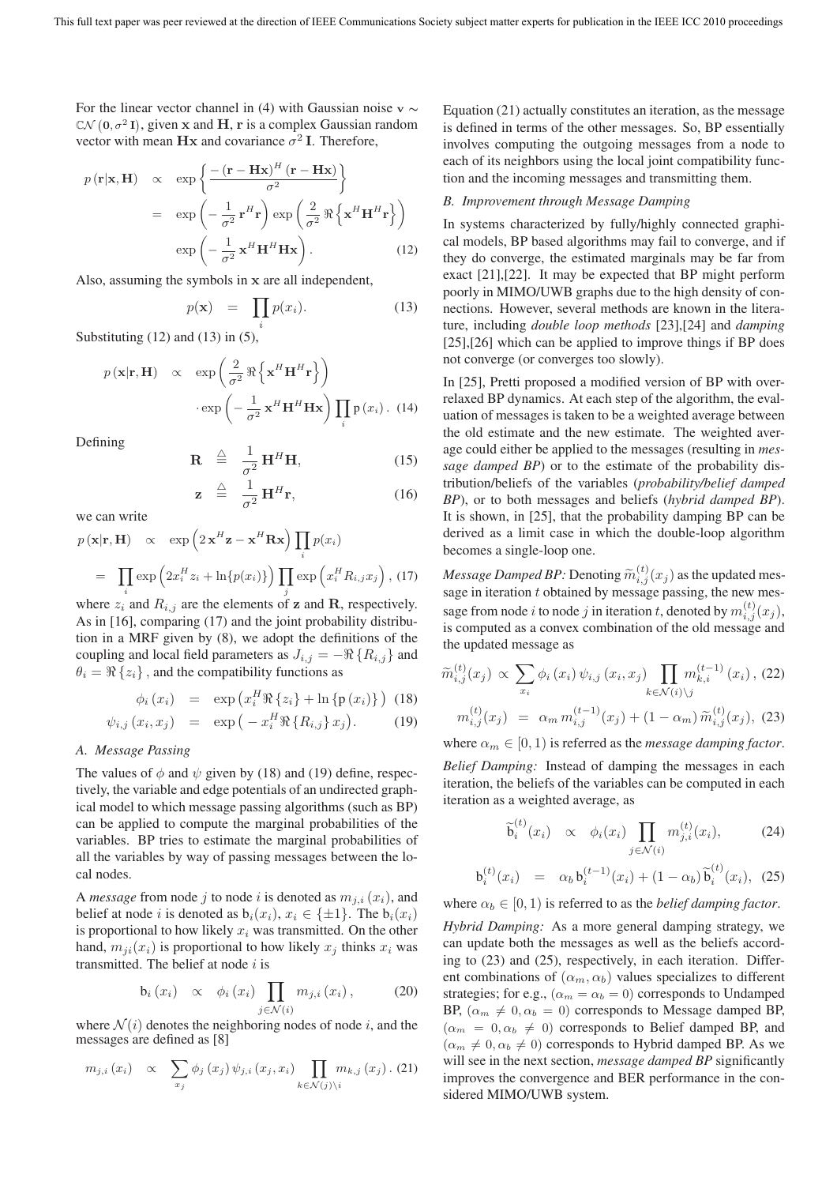For the linear vector channel in (4) with Gaussian noise $\mathbf{v} \sim \mathbb{CN}(\mathbf{0}, \sigma^2\,\mathbf{I})$, given $\mathbf{x}$ and $\mathbf{H}$, $\mathbf{r}$ is a complex Gaussian random vector with mean $\mathbf{Hx}$ and covariance $\sigma^2\,\mathbf{I}$. Therefore,

$$
\begin{aligned}
p\left(\mathbf{r}|\mathbf{x},\mathbf{H}\right) \;&\propto\; \exp\left\{\frac{-\left(\mathbf{r}-\mathbf{Hx}\right)^H\left(\mathbf{r}-\mathbf{Hx}\right)}{\sigma^2}\right\} \\
&=\; \exp\left(-\frac{1}{\sigma^2}\,\mathbf{r}^H\mathbf{r}\right)\exp\left(\frac{2}{\sigma^2}\,\Re\left\{\mathbf{x}^H\mathbf{H}^H\mathbf{r}\right\}\right) \\
&\quad\;\exp\left(-\frac{1}{\sigma^2}\,\mathbf{x}^H\mathbf{H}^H\mathbf{Hx}\right).
\end{aligned} \tag{12}
$$

Also, assuming the symbols in $\mathbf{x}$ are all independent,

$$
p(\mathbf{x}) \;=\; \prod_i p(x_i). \tag{13}
$$

Substituting (12) and (13) in (5),

$$
\begin{aligned}
p\left(\mathbf{x}|\mathbf{r},\mathbf{H}\right) \;&\propto\; \exp\left(\frac{2}{\sigma^2}\,\Re\left\{\mathbf{x}^H\mathbf{H}^H\mathbf{r}\right\}\right) \\
&\quad\cdot\exp\left(-\frac{1}{\sigma^2}\,\mathbf{x}^H\mathbf{H}^H\mathbf{Hx}\right)\prod_i \mathsf{p}\left(x_i\right).
\end{aligned} \tag{14}
$$

Defining

$$
\mathbf{R} \;\stackrel{\triangle}{=}\; \frac{1}{\sigma^2}\,\mathbf{H}^H\mathbf{H}, \tag{15}
$$

$$
\mathbf{z} \;\stackrel{\triangle}{=}\; \frac{1}{\sigma^2}\,\mathbf{H}^H\mathbf{r}, \tag{16}
$$

we can write

$$
\begin{aligned}
p\left(\mathbf{x}|\mathbf{r},\mathbf{H}\right) \;&\propto\; \exp\left(2\,\mathbf{x}^H\mathbf{z}-\mathbf{x}^H\mathbf{Rx}\right)\prod_i p(x_i) \\
&=\; \prod_i \exp\left(2x_i^H z_i+\ln\{p(x_i)\}\right)\prod_j \exp\left(x_i^H R_{i,j}x_j\right),
\end{aligned} \tag{17}
$$

where $z_i$ and $R_{i,j}$ are the elements of $\mathbf{z}$ and $\mathbf{R}$, respectively. As in [16], comparing (17) and the joint probability distribution in a MRF given by (8), we adopt the definitions of the coupling and local field parameters as $J_{i,j} = -\Re\left\{R_{i,j}\right\}$ and $\theta_i = \Re\left\{z_i\right\}$, and the compatibility functions as

$$
\phi_i\left(x_i\right) \;=\; \exp\left(x_i^H\Re\left\{z_i\right\}+\ln\left\{\mathsf{p}\left(x_i\right)\right\}\right) \tag{18}
$$

$$
\psi_{i,j}\left(x_i,x_j\right) \;=\; \exp\left(-x_i^H\Re\left\{R_{i,j}\right\}x_j\right). \tag{19}
$$

### A. Message Passing

The values of $\phi$ and $\psi$ given by (18) and (19) define, respectively, the variable and edge potentials of an undirected graphical model to which message passing algorithms (such as BP) can be applied to compute the marginal probabilities of the variables. BP tries to estimate the marginal probabilities of all the variables by way of passing messages between the local nodes.

A *message* from node $j$ to node $i$ is denoted as $m_{j,i}\left(x_i\right)$, and belief at node $i$ is denoted as $\mathsf{b}_i(x_i)$, $x_i \in \{\pm 1\}$. The $\mathsf{b}_i(x_i)$ is proportional to how likely $x_i$ was transmitted. On the other hand, $m_{ji}(x_i)$ is proportional to how likely $x_j$ thinks $x_i$ was transmitted. The belief at node $i$ is

$$
\mathsf{b}_i\left(x_i\right) \;\propto\; \phi_i\left(x_i\right)\prod_{j\in\mathcal{N}(i)} m_{j,i}\left(x_i\right), \tag{20}
$$

where $\mathcal{N}(i)$ denotes the neighboring nodes of node $i$, and the messages are defined as [8]

$$
m_{j,i}\left(x_i\right) \;\propto\; \sum_{x_j}\phi_j\left(x_j\right)\psi_{j,i}\left(x_j,x_i\right)\prod_{k\in\mathcal{N}(j)\setminus i} m_{k,j}\left(x_j\right). \tag{21}
$$

Equation (21) actually constitutes an iteration, as the message is defined in terms of the other messages. So, BP essentially involves computing the outgoing messages from a node to each of its neighbors using the local joint compatibility function and the incoming messages and transmitting them.

### B. Improvement through Message Damping

In systems characterized by fully/highly connected graphical models, BP based algorithms may fail to converge, and if they do converge, the estimated marginals may be far from exact [21],[22]. It may be expected that BP might perform poorly in MIMO/UWB graphs due to the high density of connections. However, several methods are known in the literature, including *double loop methods* [23],[24] and *damping* [25],[26] which can be applied to improve things if BP does not converge (or converges too slowly).

In [25], Pretti proposed a modified version of BP with overrelaxed BP dynamics. At each step of the algorithm, the evaluation of messages is taken to be a weighted average between the old estimate and the new estimate. The weighted average could either be applied to the messages (resulting in *message damped BP*) or to the estimate of the probability distribution/beliefs of the variables (*probability/belief damped BP*), or to both messages and beliefs (*hybrid damped BP*). It is shown, in [25], that the probability damping BP can be derived as a limit case in which the double-loop algorithm becomes a single-loop one.

*Message Damped BP:* Denoting $\widetilde{m}_{i,j}^{(t)}(x_j)$ as the updated message in iteration $t$ obtained by message passing, the new message from node $i$ to node $j$ in iteration $t$, denoted by $m_{i,j}^{(t)}(x_j)$, is computed as a convex combination of the old message and the updated message as

$$
\widetilde{m}_{i,j}^{(t)}(x_j) \;\propto\; \sum_{x_i}\phi_i\left(x_i\right)\psi_{i,j}\left(x_i,x_j\right)\prod_{k\in\mathcal{N}(i)\setminus j} m_{k,i}^{(t-1)}\left(x_i\right), \tag{22}
$$

$$
m_{i,j}^{(t)}(x_j) \;=\; \alpha_m\, m_{i,j}^{(t-1)}(x_j)+(1-\alpha_m)\,\widetilde{m}_{i,j}^{(t)}(x_j), \tag{23}
$$

where $\alpha_m \in [0,1)$ is referred as the *message damping factor*.

*Belief Damping:* Instead of damping the messages in each iteration, the beliefs of the variables can be computed in each iteration as a weighted average, as

$$
\widetilde{\mathsf{b}}_i^{(t)}(x_i) \;\propto\; \phi_i(x_i)\prod_{j\in\mathcal{N}(i)} m_{j,i}^{(t)}(x_i), \tag{24}
$$

$$
\mathsf{b}_i^{(t)}(x_i) \;=\; \alpha_b\,\mathsf{b}_i^{(t-1)}(x_i)+(1-\alpha_b)\,\widetilde{\mathsf{b}}_i^{(t)}(x_i), \tag{25}
$$

where $\alpha_b \in [0,1)$ is referred to as the *belief damping factor*.

*Hybrid Damping:* As a more general damping strategy, we can update both the messages as well as the beliefs according to (23) and (25), respectively, in each iteration. Different combinations of $(\alpha_m, \alpha_b)$ values specializes to different strategies; for e.g., $(\alpha_m = \alpha_b = 0)$ corresponds to Undamped BP, $(\alpha_m \neq 0, \alpha_b = 0)$ corresponds to Message damped BP, $(\alpha_m = 0, \alpha_b \neq 0)$ corresponds to Belief damped BP, and $(\alpha_m \neq 0, \alpha_b \neq 0)$ corresponds to Hybrid damped BP. As we will see in the next section, *message damped BP* significantly improves the convergence and BER performance in the considered MIMO/UWB system.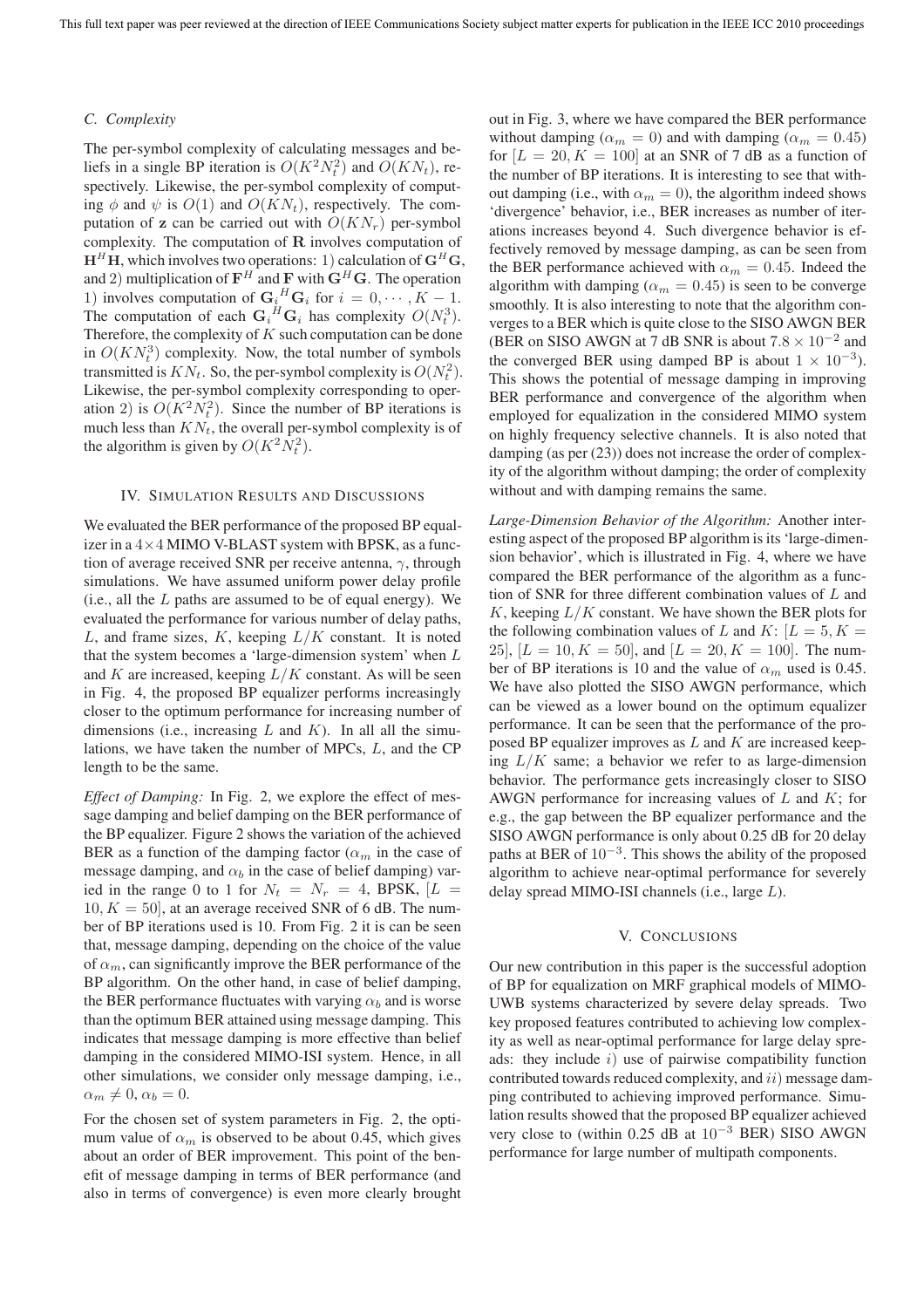### C. Complexity

The per-symbol complexity of calculating messages and beliefs in a single BP iteration is $O(K^2N_t^2)$ and $O(KN_t)$, respectively. Likewise, the per-symbol complexity of computing $\phi$ and $\psi$ is $O(1)$ and $O(KN_t)$, respectively. The computation of $\mathbf{z}$ can be carried out with $O(KN_r)$ per-symbol complexity. The computation of $\mathbf{R}$ involves computation of $\mathbf{H}^H\mathbf{H}$, which involves two operations: 1) calculation of $\mathbf{G}^H\mathbf{G}$, and 2) multiplication of $\mathbf{F}^H$ and $\mathbf{F}$ with $\mathbf{G}^H\mathbf{G}$. The operation 1) involves computation of ${\mathbf{G}_i}^H\mathbf{G}_i$ for $i = 0, \cdots, K-1$. The computation of each ${\mathbf{G}_i}^H\mathbf{G}_i$ has complexity $O(N_t^3)$. Therefore, the complexity of $K$ such computation can be done in $O(KN_t^3)$ complexity. Now, the total number of symbols transmitted is $KN_t$. So, the per-symbol complexity is $O(N_t^2)$. Likewise, the per-symbol complexity corresponding to operation 2) is $O(K^2N_t^2)$. Since the number of BP iterations is much less than $KN_t$, the overall per-symbol complexity is of the algorithm is given by $O(K^2N_t^2)$.

## IV. Simulation Results and Discussions

We evaluated the BER performance of the proposed BP equalizer in a $4\times4$ MIMO V-BLAST system with BPSK, as a function of average received SNR per receive antenna, $\gamma$, through simulations. We have assumed uniform power delay profile (i.e., all the $L$ paths are assumed to be of equal energy). We evaluated the performance for various number of delay paths, $L$, and frame sizes, $K$, keeping $L/K$ constant. It is noted that the system becomes a 'large-dimension system' when $L$ and $K$ are increased, keeping $L/K$ constant. As will be seen in Fig. 4, the proposed BP equalizer performs increasingly closer to the optimum performance for increasing number of dimensions (i.e., increasing $L$ and $K$). In all all the simulations, we have taken the number of MPCs, $L$, and the CP length to be the same.

*Effect of Damping:* In Fig. 2, we explore the effect of message damping and belief damping on the BER performance of the BP equalizer. Figure 2 shows the variation of the achieved BER as a function of the damping factor ($\alpha_m$ in the case of message damping, and $\alpha_b$ in the case of belief damping) varied in the range 0 to 1 for $N_t = N_r = 4$, BPSK, $[L = 10, K = 50]$, at an average received SNR of 6 dB. The number of BP iterations used is 10. From Fig. 2 it is can be seen that, message damping, depending on the choice of the value of $\alpha_m$, can significantly improve the BER performance of the BP algorithm. On the other hand, in case of belief damping, the BER performance fluctuates with varying $\alpha_b$ and is worse than the optimum BER attained using message damping. This indicates that message damping is more effective than belief damping in the considered MIMO-ISI system. Hence, in all other simulations, we consider only message damping, i.e., $\alpha_m \neq 0, \alpha_b = 0$.

For the chosen set of system parameters in Fig. 2, the optimum value of $\alpha_m$ is observed to be about 0.45, which gives about an order of BER improvement. This point of the benefit of message damping in terms of BER performance (and also in terms of convergence) is even more clearly brought out in Fig. 3, where we have compared the BER performance without damping ($\alpha_m = 0$) and with damping ($\alpha_m = 0.45$) for $[L = 20, K = 100]$ at an SNR of 7 dB as a function of the number of BP iterations. It is interesting to see that without damping (i.e., with $\alpha_m = 0$), the algorithm indeed shows 'divergence' behavior, i.e., BER increases as number of iterations increases beyond 4. Such divergence behavior is effectively removed by message damping, as can be seen from the BER performance achieved with $\alpha_m = 0.45$. Indeed the algorithm with damping ($\alpha_m = 0.45$) is seen to be converge smoothly. It is also interesting to note that the algorithm converges to a BER which is quite close to the SISO AWGN BER (BER on SISO AWGN at 7 dB SNR is about $7.8 \times 10^{-2}$ and the converged BER using damped BP is about $1 \times 10^{-3}$). This shows the potential of message damping in improving BER performance and convergence of the algorithm when employed for equalization in the considered MIMO system on highly frequency selective channels. It is also noted that damping (as per (23)) does not increase the order of complexity of the algorithm without damping; the order of complexity without and with damping remains the same.

*Large-Dimension Behavior of the Algorithm:* Another interesting aspect of the proposed BP algorithm is its 'large-dimension behavior', which is illustrated in Fig. 4, where we have compared the BER performance of the algorithm as a function of SNR for three different combination values of $L$ and $K$, keeping $L/K$ same. We have shown the BER plots for the following combination values of $L$ and $K$: $[L = 5, K = 25]$, $[L = 10, K = 50]$, and $[L = 20, K = 100]$. The number of BP iterations is 10 and the value of $\alpha_m$ used is 0.45. We have also plotted the SISO AWGN performance, which can be viewed as a lower bound on the optimum equalizer performance. It can be seen that the performance of the proposed BP equalizer improves as $L$ and $K$ are increased keeping $L/K$ same; a behavior we refer to as large-dimension behavior. The performance gets increasingly closer to SISO AWGN performance for increasing values of $L$ and $K$; for e.g., the gap between the BP equalizer performance and the SISO AWGN performance is only about 0.25 dB for 20 delay paths at BER of $10^{-3}$. This shows the ability of the proposed algorithm to achieve near-optimal performance for severely delay spread MIMO-ISI channels (i.e., large $L$).

## V. Conclusions

Our new contribution in this paper is the successful adoption of BP for equalization on MRF graphical models of MIMO-UWB systems characterized by severe delay spreads. Two key proposed features contributed to achieving low complexity as well as near-optimal performance for large delay spreads: they include $i)$ use of pairwise compatibility function contributed towards reduced complexity, and $ii)$ message damping contributed to achieving improved performance. Simulation results showed that the proposed BP equalizer achieved very close to (within 0.25 dB at $10^{-3}$ BER) SISO AWGN performance for large number of multipath components.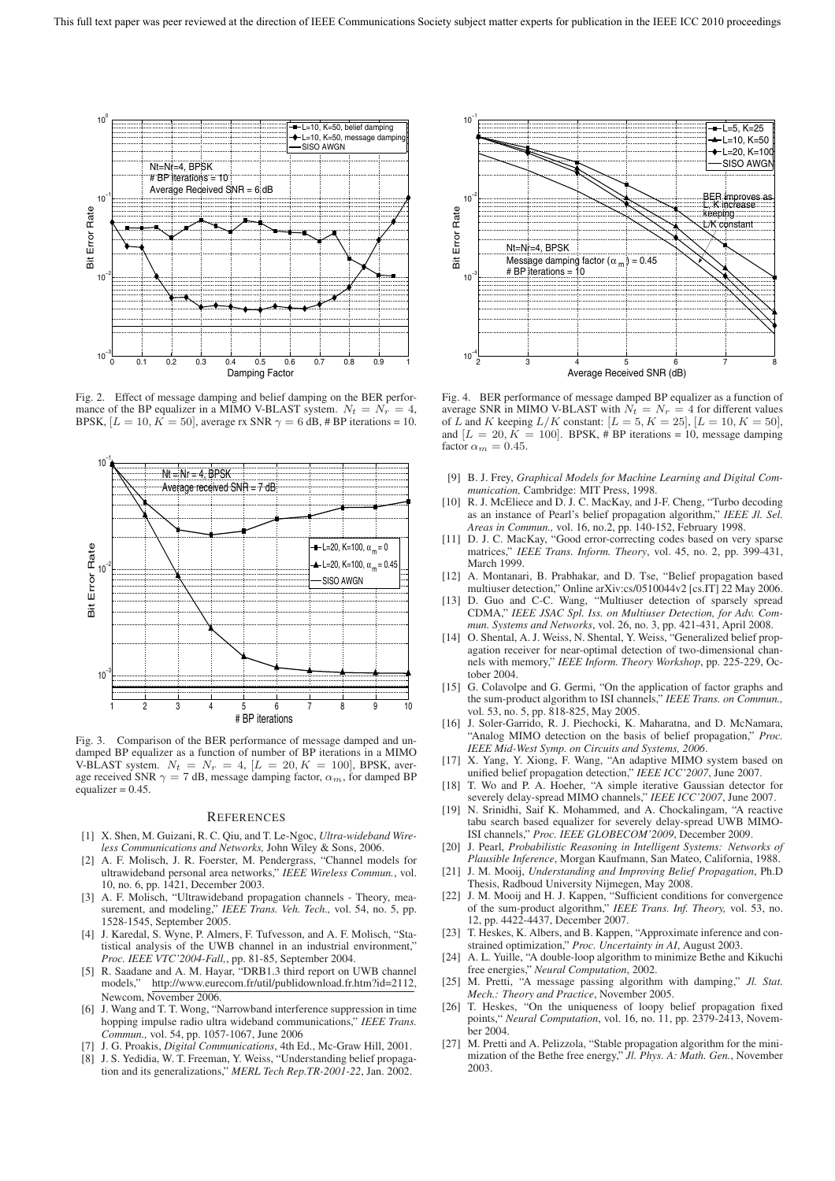10^0
L=10, K=50, belief damping
L=10, K=50, message damping
SISO AWGN
Nt=Nr=4, BPSK
# BP iterations = 10
Average Received SNR = 6 dB
Bit Error Rate
Damping Factor
10^-1
10^-2
10^-3
0 0.1 0.2 0.3 0.4 0.5 0.6 0.7 0.8 0.9 1

Fig. 2. Effect of message damping and belief damping on the BER performance of the BP equalizer in a MIMO V-BLAST system. $N_t = N_r = 4$, BPSK, $[L = 10, K = 50]$, average rx SNR $\gamma = 6$ dB, # BP iterations = 10.

10^-1
Nt = Nr = 4, BPSK
Average received SNR = 7 dB
L=20, K=100, $\alpha_m$ = 0
L=20, K=100, $\alpha_m$ = 0.45
SISO AWGN
Bit Error Rate
10^-2
10^-3
1 2 3 4 5 6 7 8 9 10
# BP iterations

Fig. 3. Comparison of the BER performance of message damped and undamped BP equalizer as a function of number of BP iterations in a MIMO V-BLAST system. $N_t = N_r = 4$, $[L = 20, K = 100]$, BPSK, average received SNR $\gamma = 7$ dB, message damping factor, $\alpha_m$, for damped BP equalizer = 0.45.

10^-1
L=5, K=25
L=10, K=50
L=20, K=100
SISO AWGN
BER improves as L, K increase keeping L/K constant
Nt=Nr=4, BPSK
Message damping factor ($\alpha_m$) = 0.45
# BP iterations = 10
Bit Error Rate
10^-2
10^-3
10^-4
2 3 4 5 6 7 8
Average Received SNR (dB)

Fig. 4. BER performance of message damped BP equalizer as a function of average SNR in MIMO V-BLAST with $N_t = N_r = 4$ for different values of $L$ and $K$ keeping $L/K$ constant: $[L = 5, K = 25]$, $[L = 10, K = 50]$, and $[L = 20, K = 100]$. BPSK, # BP iterations = 10, message damping factor $\alpha_m = 0.45$.

## References

[1] X. Shen, M. Guizani, R. C. Qiu, and T. Le-Ngoc, *Ultra-wideband Wireless Communications and Networks,* John Wiley & Sons, 2006.

[2] A. F. Molisch, J. R. Foerster, M. Pendergrass, "Channel models for ultrawideband personal area networks," *IEEE Wireless Commun.*, vol. 10, no. 6, pp. 1421, December 2003.

[3] A. F. Molisch, "Ultrawideband propagation channels - Theory, measurement, and modeling," *IEEE Trans. Veh. Tech.,* vol. 54, no. 5, pp. 1528-1545, September 2005.

[4] J. Karedal, S. Wyne, P. Almers, F. Tufvesson, and A. F. Molisch, "Statistical analysis of the UWB channel in an industrial environment," *Proc. IEEE VTC'2004-Fall,*, pp. 81-85, September 2004.

[5] R. Saadane and A. M. Hayar, "DRB1.3 third report on UWB channel models," http://www.eurecom.fr/util/publidownload.fr.htm?id=2112, Newcom, November 2006.

[6] J. Wang and T. T. Wong, "Narrowband interference suppression in time hopping impulse radio ultra wideband communications," *IEEE Trans. Commun.,* vol. 54, pp. 1057-1067, June 2006

[7] J. G. Proakis, *Digital Communications*, 4th Ed., Mc-Graw Hill, 2001.

[8] J. S. Yedidia, W. T. Freeman, Y. Weiss, "Understanding belief propagation and its generalizations," *MERL Tech Rep.TR-2001-22*, Jan. 2002.

[9] B. J. Frey, *Graphical Models for Machine Learning and Digital Communication,* Cambridge: MIT Press, 1998.

[10] R. J. McEliece and D. J. C. MacKay, and J-F. Cheng, "Turbo decoding as an instance of Pearl's belief propagation algorithm," *IEEE Jl. Sel. Areas in Commun.,* vol. 16, no.2, pp. 140-152, February 1998.

[11] D. J. C. MacKay, "Good error-correcting codes based on very sparse matrices," *IEEE Trans. Inform. Theory*, vol. 45, no. 2, pp. 399-431, March 1999.

[12] A. Montanari, B. Prabhakar, and D. Tse, "Belief propagation based multiuser detection," Online arXiv:cs/0510044v2 [cs.IT] 22 May 2006.

[13] D. Guo and C-C. Wang, "Multiuser detection of sparsely spread CDMA," *IEEE JSAC Spl. Iss. on Multiuser Detection, for Adv. Commun. Systems and Networks*, vol. 26, no. 3, pp. 421-431, April 2008.

[14] O. Shental, A. J. Weiss, N. Shental, Y. Weiss, "Generalized belief propagation receiver for near-optimal detection of two-dimensional channels with memory," *IEEE Inform. Theory Workshop*, pp. 225-229, October 2004.

[15] G. Colavolpe and G. Germi, "On the application of factor graphs and the sum-product algorithm to ISI channels," *IEEE Trans. on Commun.,* vol. 53, no. 5, pp. 818-825, May 2005.

[16] J. Soler-Garrido, R. J. Piechocki, K. Maharatna, and D. McNamara, "Analog MIMO detection on the basis of belief propagation," *Proc. IEEE Mid-West Symp. on Circuits and Systems, 2006*.

[17] X. Yang, Y. Xiong, F. Wang, "An adaptive MIMO system based on unified belief propagation detection," *IEEE ICC'2007*, June 2007.

[18] T. Wo and P. A. Hoeher, "A simple iterative Gaussian detector for severely delay-spread MIMO channels," *IEEE ICC'2007*, June 2007.

[19] N. Srinidhi, Saif K. Mohammed, and A. Chockalingam, "A reactive tabu search based equalizer for severely delay-spread UWB MIMO-ISI channels," *Proc. IEEE GLOBECOM'2009*, December 2009.

[20] J. Pearl, *Probabilistic Reasoning in Intelligent Systems: Networks of Plausible Inference*, Morgan Kaufmann, San Mateo, California, 1988.

[21] J. M. Mooij, *Understanding and Improving Belief Propagation*, Ph.D Thesis, Radboud University Nijmegen, May 2008.

[22] J. M. Mooij and H. J. Kappen, "Sufficient conditions for convergence of the sum-product algorithm," *IEEE Trans. Inf. Theory,* vol. 53, no. 12, pp. 4422-4437, December 2007.

[23] T. Heskes, K. Albers, and B. Kappen, "Approximate inference and constrained optimization," *Proc. Uncertainty in AI*, August 2003.

[24] A. L. Yuille, "A double-loop algorithm to minimize Bethe and Kikuchi free energies," *Neural Computation*, 2002.

[25] M. Pretti, "A message passing algorithm with damping," *Jl. Stat. Mech.: Theory and Practice*, November 2005.

[26] T. Heskes, "On the uniqueness of loopy belief propagation fixed points," *Neural Computation*, vol. 16, no. 11, pp. 2379-2413, November 2004.

[27] M. Pretti and A. Pelizzola, "Stable propagation algorithm for the minimization of the Bethe free energy," *Jl. Phys. A: Math. Gen.*, November 2003.